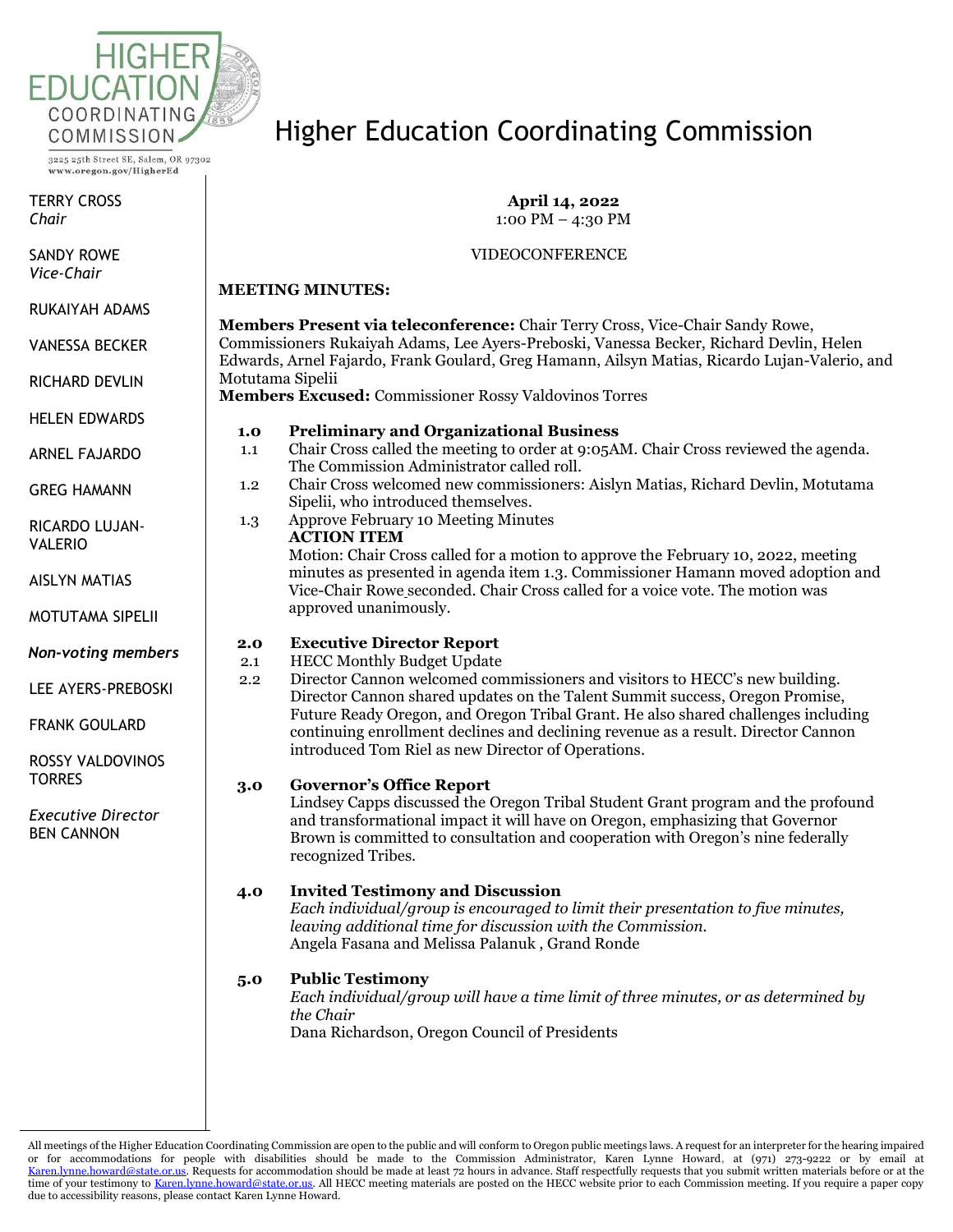HIGHER EDUCATION COORDINATING COMMISSION

3225 25th Street SE, Salem, OR 97302
www.oregon.gov/HigherEd

# Higher Education Coordinating Commission

TERRY CROSS
*Chair*

SANDY ROWE
*Vice-Chair*

RUKAIYAH ADAMS

VANESSA BECKER

RICHARD DEVLIN

HELEN EDWARDS

ARNEL FAJARDO

GREG HAMANN

RICARDO LUJAN-VALERIO

AISLYN MATIAS

MOTUTAMA SIPELII

***Non-voting members***

LEE AYERS-PREBOSKI

FRANK GOULARD

ROSSY VALDOVINOS TORRES

*Executive Director*
BEN CANNON

**April 14, 2022**
1:00 PM – 4:30 PM

VIDEOCONFERENCE

**MEETING MINUTES:**

**Members Present via teleconference:** Chair Terry Cross, Vice-Chair Sandy Rowe, Commissioners Rukaiyah Adams, Lee Ayers-Preboski, Vanessa Becker, Richard Devlin, Helen Edwards, Arnel Fajardo, Frank Goulard, Greg Hamann, Ailsyn Matias, Ricardo Lujan-Valerio, and Motutama Sipelii
**Members Excused:** Commissioner Rossy Valdovinos Torres

**1.0 Preliminary and Organizational Business**

1.1 Chair Cross called the meeting to order at 9:05AM. Chair Cross reviewed the agenda. The Commission Administrator called roll.

1.2 Chair Cross welcomed new commissioners: Aislyn Matias, Richard Devlin, Motutama Sipelii, who introduced themselves.

1.3 Approve February 10 Meeting Minutes
**ACTION ITEM**
Motion: Chair Cross called for a motion to approve the February 10, 2022, meeting minutes as presented in agenda item 1.3. Commissioner Hamann moved adoption and Vice-Chair Rowe seconded. Chair Cross called for a voice vote. The motion was approved unanimously.

**2.0 Executive Director Report**

2.1 HECC Monthly Budget Update

2.2 Director Cannon welcomed commissioners and visitors to HECC's new building. Director Cannon shared updates on the Talent Summit success, Oregon Promise, Future Ready Oregon, and Oregon Tribal Grant. He also shared challenges including continuing enrollment declines and declining revenue as a result. Director Cannon introduced Tom Riel as new Director of Operations.

**3.0 Governor's Office Report**

Lindsey Capps discussed the Oregon Tribal Student Grant program and the profound and transformational impact it will have on Oregon, emphasizing that Governor Brown is committed to consultation and cooperation with Oregon's nine federally recognized Tribes.

**4.0 Invited Testimony and Discussion**

*Each individual/group is encouraged to limit their presentation to five minutes, leaving additional time for discussion with the Commission.*
Angela Fasana and Melissa Palanuk , Grand Ronde

**5.0 Public Testimony**

*Each individual/group will have a time limit of three minutes, or as determined by the Chair*
Dana Richardson, Oregon Council of Presidents

All meetings of the Higher Education Coordinating Commission are open to the public and will conform to Oregon public meetings laws. A request for an interpreter for the hearing impaired or for accommodations for people with disabilities should be made to the Commission Administrator, Karen Lynne Howard, at (971) 273-9222 or by email at Karen.lynne.howard@state.or.us. Requests for accommodation should be made at least 72 hours in advance. Staff respectfully requests that you submit written materials before or at the time of your testimony to Karen.lynne.howard@state.or.us. All HECC meeting materials are posted on the HECC website prior to each Commission meeting. If you require a paper copy due to accessibility reasons, please contact Karen Lynne Howard.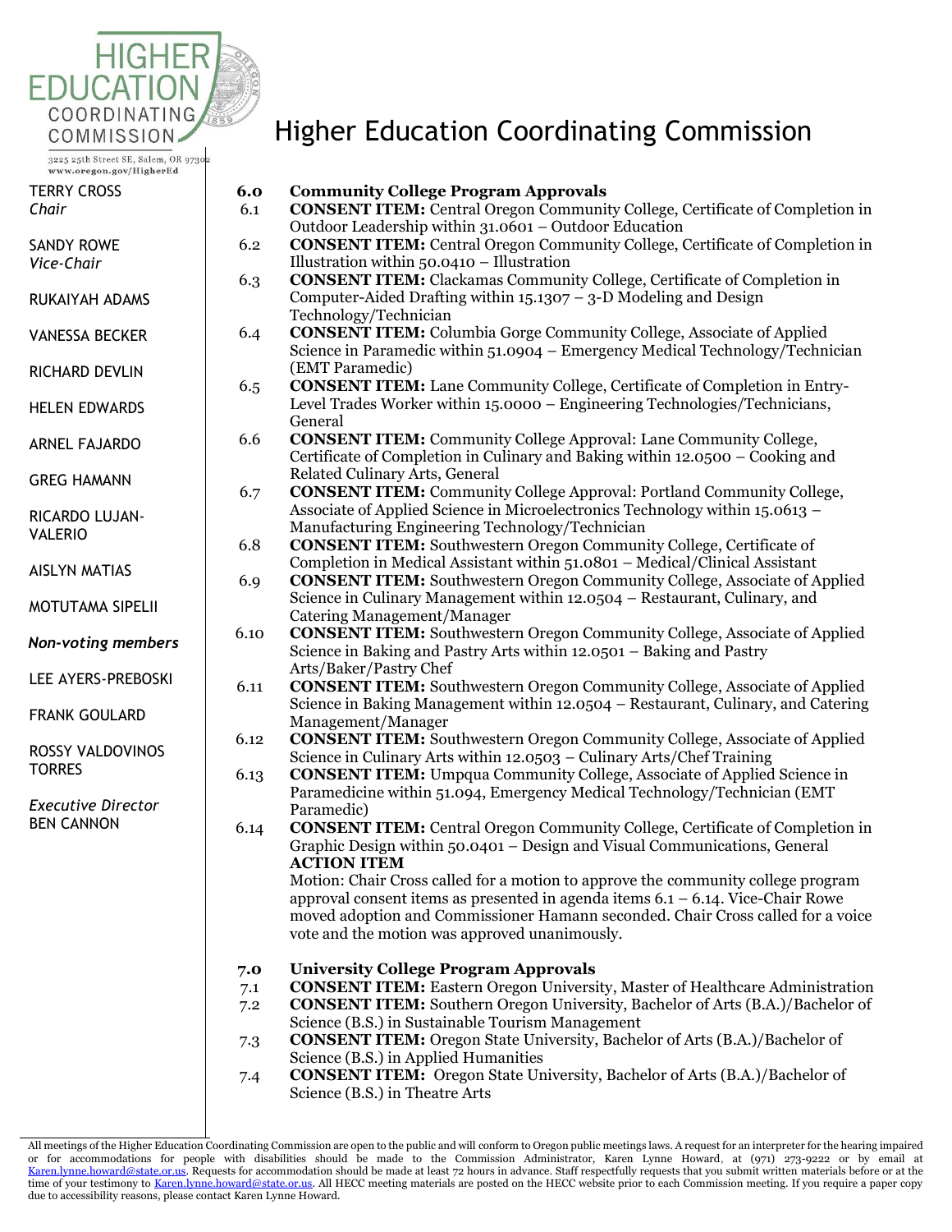# Higher Education Coordinating Commission

3225 25th Street SE, Salem, OR 97302
www.oregon.gov/HigherEd

TERRY CROSS
*Chair*

SANDY ROWE
*Vice-Chair*

RUKAIYAH ADAMS

VANESSA BECKER

RICHARD DEVLIN

HELEN EDWARDS

ARNEL FAJARDO

GREG HAMANN

RICARDO LUJAN-VALERIO

AISLYN MATIAS

MOTUTAMA SIPELII

***Non-voting members***

LEE AYERS-PREBOSKI

FRANK GOULARD

ROSSY VALDOVINOS TORRES

*Executive Director*
BEN CANNON

**6.0 Community College Program Approvals**

6.1 **CONSENT ITEM:** Central Oregon Community College, Certificate of Completion in Outdoor Leadership within 31.0601 – Outdoor Education

6.2 **CONSENT ITEM:** Central Oregon Community College, Certificate of Completion in Illustration within 50.0410 – Illustration

6.3 **CONSENT ITEM:** Clackamas Community College, Certificate of Completion in Computer-Aided Drafting within 15.1307 – 3-D Modeling and Design Technology/Technician

6.4 **CONSENT ITEM:** Columbia Gorge Community College, Associate of Applied Science in Paramedic within 51.0904 – Emergency Medical Technology/Technician (EMT Paramedic)

6.5 **CONSENT ITEM:** Lane Community College, Certificate of Completion in Entry-Level Trades Worker within 15.0000 – Engineering Technologies/Technicians, General

6.6 **CONSENT ITEM:** Community College Approval: Lane Community College, Certificate of Completion in Culinary and Baking within 12.0500 – Cooking and Related Culinary Arts, General

6.7 **CONSENT ITEM:** Community College Approval: Portland Community College, Associate of Applied Science in Microelectronics Technology within 15.0613 – Manufacturing Engineering Technology/Technician

6.8 **CONSENT ITEM:** Southwestern Oregon Community College, Certificate of Completion in Medical Assistant within 51.0801 – Medical/Clinical Assistant

6.9 **CONSENT ITEM:** Southwestern Oregon Community College, Associate of Applied Science in Culinary Management within 12.0504 – Restaurant, Culinary, and Catering Management/Manager

6.10 **CONSENT ITEM:** Southwestern Oregon Community College, Associate of Applied Science in Baking and Pastry Arts within 12.0501 – Baking and Pastry Arts/Baker/Pastry Chef

6.11 **CONSENT ITEM:** Southwestern Oregon Community College, Associate of Applied Science in Baking Management within 12.0504 – Restaurant, Culinary, and Catering Management/Manager

6.12 **CONSENT ITEM:** Southwestern Oregon Community College, Associate of Applied Science in Culinary Arts within 12.0503 – Culinary Arts/Chef Training

6.13 **CONSENT ITEM:** Umpqua Community College, Associate of Applied Science in Paramedicine within 51.094, Emergency Medical Technology/Technician (EMT Paramedic)

6.14 **CONSENT ITEM:** Central Oregon Community College, Certificate of Completion in Graphic Design within 50.0401 – Design and Visual Communications, General

**ACTION ITEM**

Motion: Chair Cross called for a motion to approve the community college program approval consent items as presented in agenda items 6.1 – 6.14. Vice-Chair Rowe moved adoption and Commissioner Hamann seconded. Chair Cross called for a voice vote and the motion was approved unanimously.

**7.0 University College Program Approvals**

7.1 **CONSENT ITEM:** Eastern Oregon University, Master of Healthcare Administration

7.2 **CONSENT ITEM:** Southern Oregon University, Bachelor of Arts (B.A.)/Bachelor of Science (B.S.) in Sustainable Tourism Management

7.3 **CONSENT ITEM:** Oregon State University, Bachelor of Arts (B.A.)/Bachelor of Science (B.S.) in Applied Humanities

7.4 **CONSENT ITEM:** Oregon State University, Bachelor of Arts (B.A.)/Bachelor of Science (B.S.) in Theatre Arts

All meetings of the Higher Education Coordinating Commission are open to the public and will conform to Oregon public meetings laws. A request for an interpreter for the hearing impaired or for accommodations for people with disabilities should be made to the Commission Administrator, Karen Lynne Howard, at (971) 273-9222 or by email at Karen.lynne.howard@state.or.us. Requests for accommodation should be made at least 72 hours in advance. Staff respectfully requests that you submit written materials before or at the time of your testimony to Karen.lynne.howard@state.or.us. All HECC meeting materials are posted on the HECC website prior to each Commission meeting. If you require a paper copy due to accessibility reasons, please contact Karen Lynne Howard.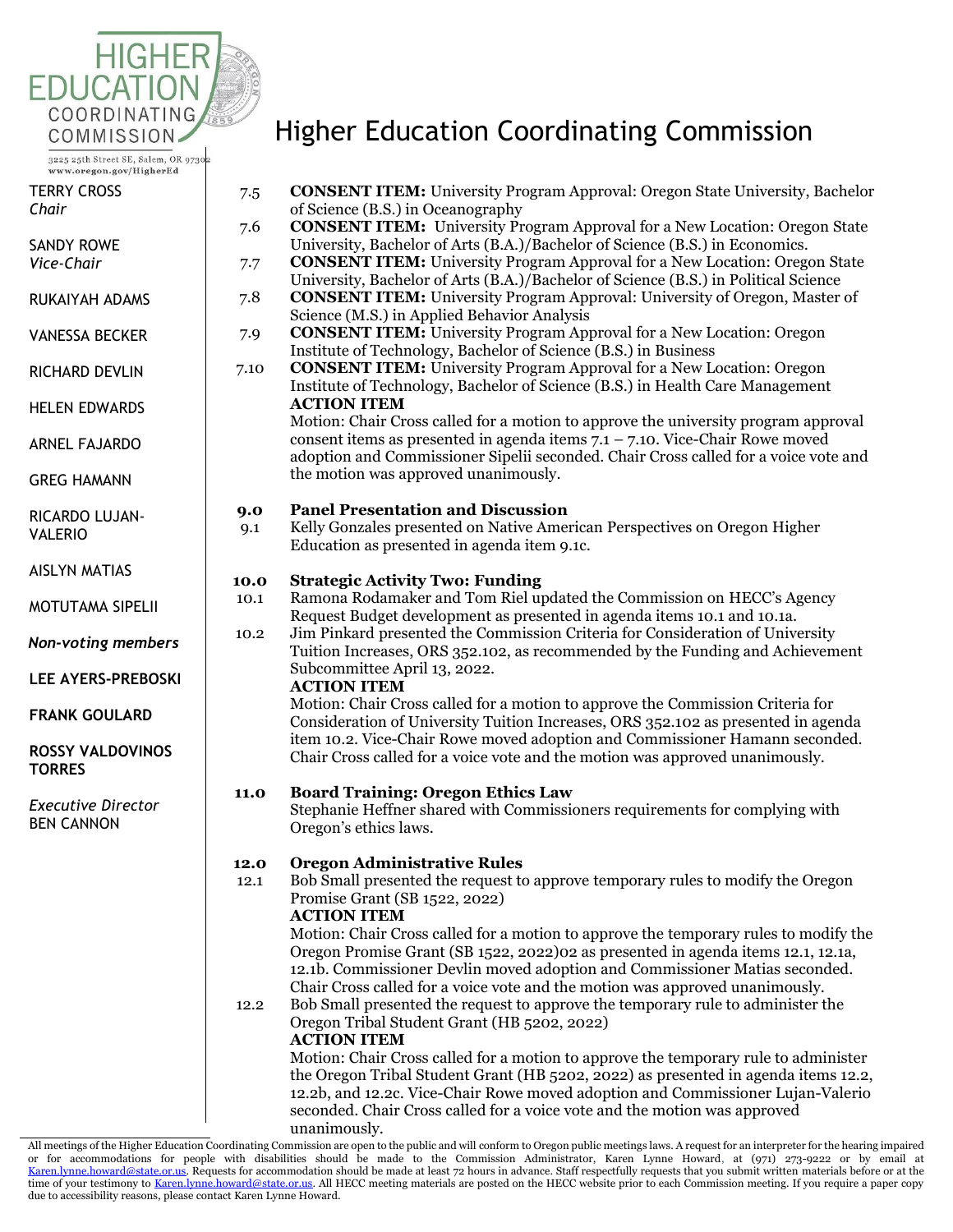# Higher Education Coordinating Commission

HIGHER EDUCATION COORDINATING COMMISSION
3225 25th Street SE, Salem, OR 97302
www.oregon.gov/HigherEd

TERRY CROSS
*Chair*

SANDY ROWE
*Vice-Chair*

RUKAIYAH ADAMS

VANESSA BECKER

RICHARD DEVLIN

HELEN EDWARDS

ARNEL FAJARDO

GREG HAMANN

RICARDO LUJAN-VALERIO

AISLYN MATIAS

MOTUTAMA SIPELII

***Non-voting members***

**LEE AYERS-PREBOSKI**

**FRANK GOULARD**

**ROSSY VALDOVINOS TORRES**

*Executive Director*
BEN CANNON

7.5 **CONSENT ITEM:** University Program Approval: Oregon State University, Bachelor of Science (B.S.) in Oceanography

7.6 **CONSENT ITEM:** University Program Approval for a New Location: Oregon State University, Bachelor of Arts (B.A.)/Bachelor of Science (B.S.) in Economics.

7.7 **CONSENT ITEM:** University Program Approval for a New Location: Oregon State University, Bachelor of Arts (B.A.)/Bachelor of Science (B.S.) in Political Science

7.8 **CONSENT ITEM:** University Program Approval: University of Oregon, Master of Science (M.S.) in Applied Behavior Analysis

7.9 **CONSENT ITEM:** University Program Approval for a New Location: Oregon Institute of Technology, Bachelor of Science (B.S.) in Business

7.10 **CONSENT ITEM:** University Program Approval for a New Location: Oregon Institute of Technology, Bachelor of Science (B.S.) in Health Care Management

**ACTION ITEM**
Motion: Chair Cross called for a motion to approve the university program approval consent items as presented in agenda items 7.1 – 7.10. Vice-Chair Rowe moved adoption and Commissioner Sipelii seconded. Chair Cross called for a voice vote and the motion was approved unanimously.

**9.0 Panel Presentation and Discussion**

9.1 Kelly Gonzales presented on Native American Perspectives on Oregon Higher Education as presented in agenda item 9.1c.

**10.0 Strategic Activity Two: Funding**

10.1 Ramona Rodamaker and Tom Riel updated the Commission on HECC's Agency Request Budget development as presented in agenda items 10.1 and 10.1a.

10.2 Jim Pinkard presented the Commission Criteria for Consideration of University Tuition Increases, ORS 352.102, as recommended by the Funding and Achievement Subcommittee April 13, 2022.

**ACTION ITEM**
Motion: Chair Cross called for a motion to approve the Commission Criteria for Consideration of University Tuition Increases, ORS 352.102 as presented in agenda item 10.2. Vice-Chair Rowe moved adoption and Commissioner Hamann seconded. Chair Cross called for a voice vote and the motion was approved unanimously.

**11.0 Board Training: Oregon Ethics Law**

Stephanie Heffner shared with Commissioners requirements for complying with Oregon's ethics laws.

**12.0 Oregon Administrative Rules**

12.1 Bob Small presented the request to approve temporary rules to modify the Oregon Promise Grant (SB 1522, 2022)

**ACTION ITEM**
Motion: Chair Cross called for a motion to approve the temporary rules to modify the Oregon Promise Grant (SB 1522, 2022)02 as presented in agenda items 12.1, 12.1a, 12.1b. Commissioner Devlin moved adoption and Commissioner Matias seconded. Chair Cross called for a voice vote and the motion was approved unanimously.

12.2 Bob Small presented the request to approve the temporary rule to administer the Oregon Tribal Student Grant (HB 5202, 2022)

**ACTION ITEM**
Motion: Chair Cross called for a motion to approve the temporary rule to administer the Oregon Tribal Student Grant (HB 5202, 2022) as presented in agenda items 12.2, 12.2b, and 12.2c. Vice-Chair Rowe moved adoption and Commissioner Lujan-Valerio seconded. Chair Cross called for a voice vote and the motion was approved unanimously.

All meetings of the Higher Education Coordinating Commission are open to the public and will conform to Oregon public meetings laws. A request for an interpreter for the hearing impaired or for accommodations for people with disabilities should be made to the Commission Administrator, Karen Lynne Howard, at (971) 273-9222 or by email at Karen.lynne.howard@state.or.us. Requests for accommodation should be made at least 72 hours in advance. Staff respectfully requests that you submit written materials before or at the time of your testimony to Karen.lynne.howard@state.or.us. All HECC meeting materials are posted on the HECC website prior to each Commission meeting. If you require a paper copy due to accessibility reasons, please contact Karen Lynne Howard.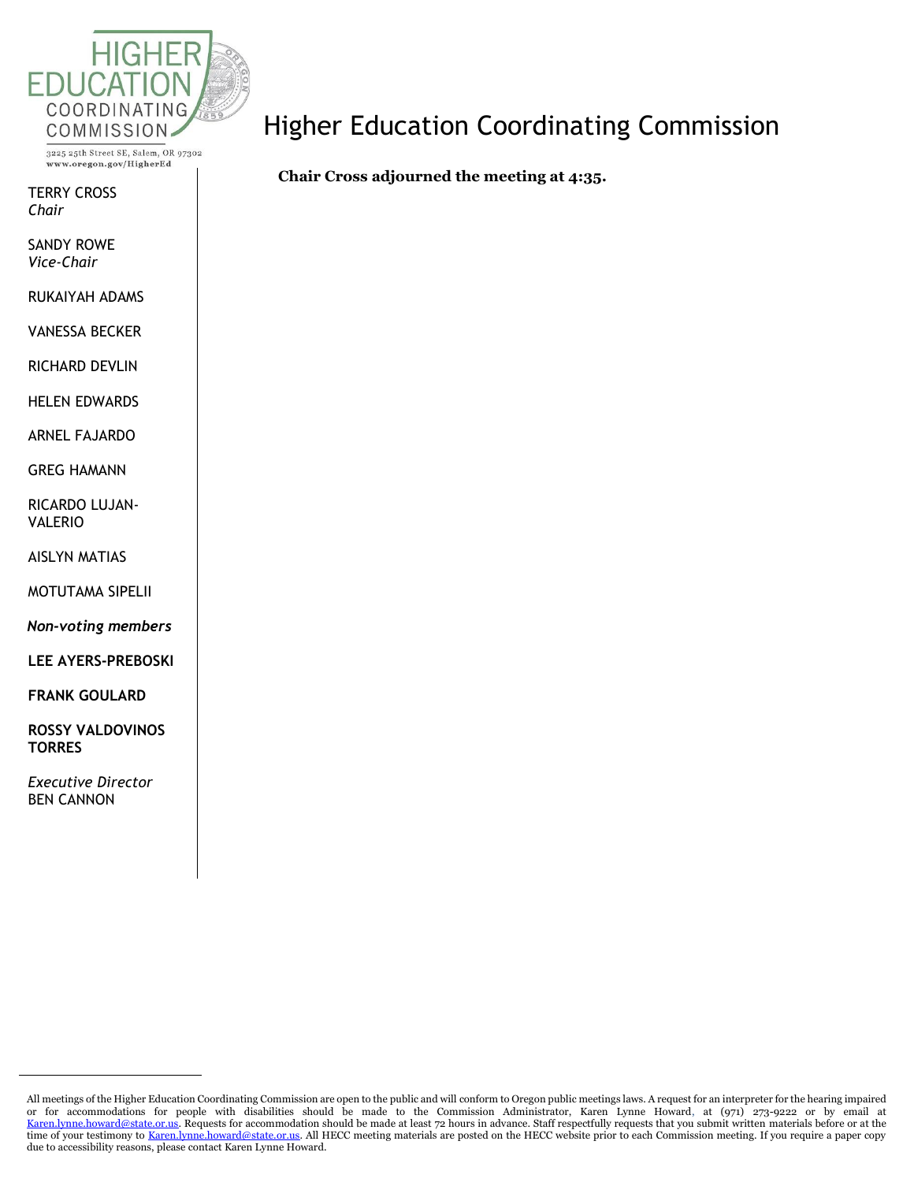# Higher Education Coordinating Commission

3225 25th Street SE, Salem, OR 97302
www.oregon.gov/HigherEd

TERRY CROSS
*Chair*

SANDY ROWE
*Vice-Chair*

RUKAIYAH ADAMS

VANESSA BECKER

RICHARD DEVLIN

HELEN EDWARDS

ARNEL FAJARDO

GREG HAMANN

RICARDO LUJAN-VALERIO

AISLYN MATIAS

MOTUTAMA SIPELII

***Non-voting members***

**LEE AYERS-PREBOSKI**

**FRANK GOULARD**

**ROSSY VALDOVINOS TORRES**

*Executive Director*
BEN CANNON

**Chair Cross adjourned the meeting at 4:35.**

All meetings of the Higher Education Coordinating Commission are open to the public and will conform to Oregon public meetings laws. A request for an interpreter for the hearing impaired or for accommodations for people with disabilities should be made to the Commission Administrator, Karen Lynne Howard, at (971) 273-9222 or by email at Karen.lynne.howard@state.or.us. Requests for accommodation should be made at least 72 hours in advance. Staff respectfully requests that you submit written materials before or at the time of your testimony to Karen.lynne.howard@state.or.us. All HECC meeting materials are posted on the HECC website prior to each Commission meeting. If you require a paper copy due to accessibility reasons, please contact Karen Lynne Howard.